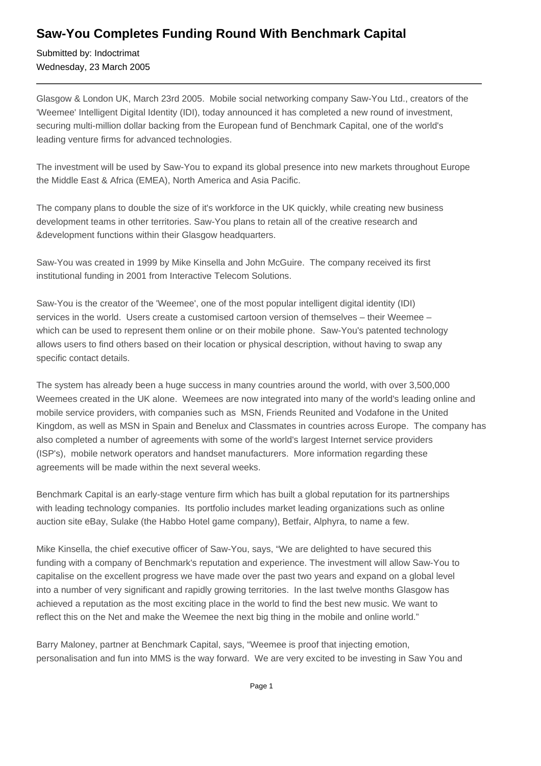# Saw-You Completes Funding Round With Benchmark Capital

Submitted by: Indoctrimat
Wednesday, 23 March 2005

---

Glasgow & London UK, March 23rd 2005. Mobile social networking company Saw-You Ltd., creators of the 'Weemee' Intelligent Digital Identity (IDI), today announced it has completed a new round of investment, securing multi-million dollar backing from the European fund of Benchmark Capital, one of the world's leading venture firms for advanced technologies.

The investment will be used by Saw-You to expand its global presence into new markets throughout Europe the Middle East & Africa (EMEA), North America and Asia Pacific.

The company plans to double the size of it's workforce in the UK quickly, while creating new business development teams in other territories. Saw-You plans to retain all of the creative research and &development functions within their Glasgow headquarters.

Saw-You was created in 1999 by Mike Kinsella and John McGuire. The company received its first institutional funding in 2001 from Interactive Telecom Solutions.

Saw-You is the creator of the 'Weemee', one of the most popular intelligent digital identity (IDI) services in the world. Users create a customised cartoon version of themselves – their Weemee – which can be used to represent them online or on their mobile phone. Saw-You's patented technology allows users to find others based on their location or physical description, without having to swap any specific contact details.

The system has already been a huge success in many countries around the world, with over 3,500,000 Weemees created in the UK alone. Weemees are now integrated into many of the world's leading online and mobile service providers, with companies such as MSN, Friends Reunited and Vodafone in the United Kingdom, as well as MSN in Spain and Benelux and Classmates in countries across Europe. The company has also completed a number of agreements with some of the world's largest Internet service providers (ISP's), mobile network operators and handset manufacturers. More information regarding these agreements will be made within the next several weeks.

Benchmark Capital is an early-stage venture firm which has built a global reputation for its partnerships with leading technology companies. Its portfolio includes market leading organizations such as online auction site eBay, Sulake (the Habbo Hotel game company), Betfair, Alphyra, to name a few.

Mike Kinsella, the chief executive officer of Saw-You, says, "We are delighted to have secured this funding with a company of Benchmark's reputation and experience. The investment will allow Saw-You to capitalise on the excellent progress we have made over the past two years and expand on a global level into a number of very significant and rapidly growing territories. In the last twelve months Glasgow has achieved a reputation as the most exciting place in the world to find the best new music. We want to reflect this on the Net and make the Weemee the next big thing in the mobile and online world."

Barry Maloney, partner at Benchmark Capital, says, "Weemee is proof that injecting emotion, personalisation and fun into MMS is the way forward. We are very excited to be investing in Saw You and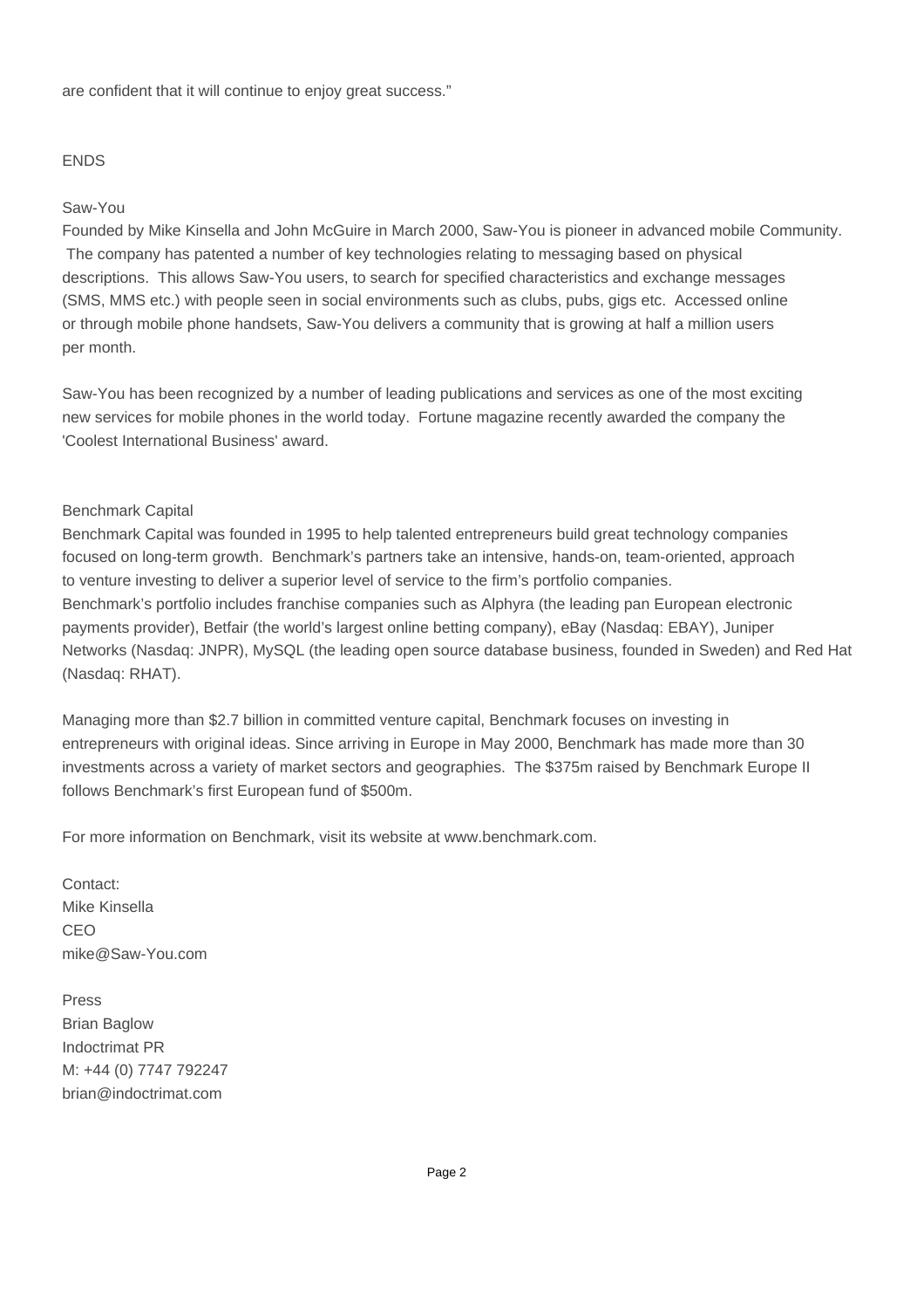are confident that it will continue to enjoy great success."

ENDS

## Saw-You

Founded by Mike Kinsella and John McGuire in March 2000, Saw-You is pioneer in advanced mobile Community. The company has patented a number of key technologies relating to messaging based on physical descriptions. This allows Saw-You users, to search for specified characteristics and exchange messages (SMS, MMS etc.) with people seen in social environments such as clubs, pubs, gigs etc. Accessed online or through mobile phone handsets, Saw-You delivers a community that is growing at half a million users per month.

Saw-You has been recognized by a number of leading publications and services as one of the most exciting new services for mobile phones in the world today. Fortune magazine recently awarded the company the 'Coolest International Business' award.

## Benchmark Capital

Benchmark Capital was founded in 1995 to help talented entrepreneurs build great technology companies focused on long-term growth. Benchmark's partners take an intensive, hands-on, team-oriented, approach to venture investing to deliver a superior level of service to the firm's portfolio companies.
Benchmark's portfolio includes franchise companies such as Alphyra (the leading pan European electronic payments provider), Betfair (the world's largest online betting company), eBay (Nasdaq: EBAY), Juniper Networks (Nasdaq: JNPR), MySQL (the leading open source database business, founded in Sweden) and Red Hat (Nasdaq: RHAT).

Managing more than $2.7 billion in committed venture capital, Benchmark focuses on investing in entrepreneurs with original ideas. Since arriving in Europe in May 2000, Benchmark has made more than 30 investments across a variety of market sectors and geographies. The $375m raised by Benchmark Europe II follows Benchmark's first European fund of $500m.

For more information on Benchmark, visit its website at www.benchmark.com.

Contact:
Mike Kinsella
CEO
mike@Saw-You.com

Press
Brian Baglow
Indoctrimat PR
M: +44 (0) 7747 792247
brian@indoctrimat.com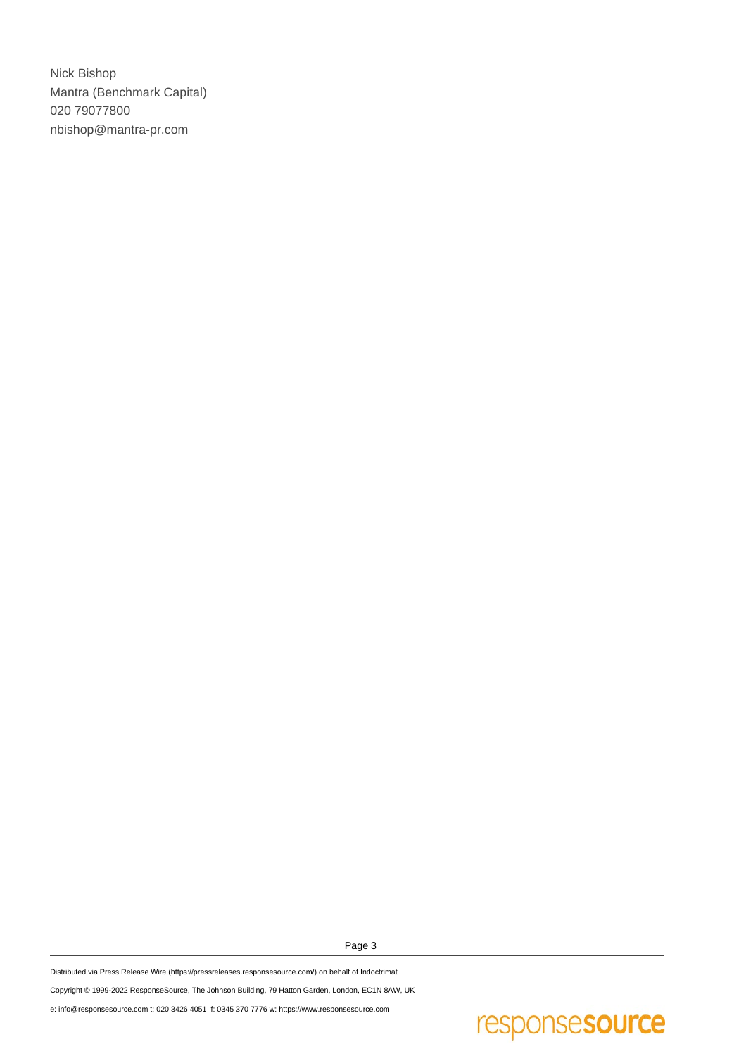Nick Bishop
Mantra (Benchmark Capital)
020 79077800
nbishop@mantra-pr.com

Distributed via Press Release Wire (https://pressreleases.responsesource.com/) on behalf of Indoctrimat

Copyright © 1999-2022 ResponseSource, The Johnson Building, 79 Hatton Garden, London, EC1N 8AW, UK

e: info@responsesource.com t: 020 3426 4051 f: 0345 370 7776 w: https://www.responsesource.com